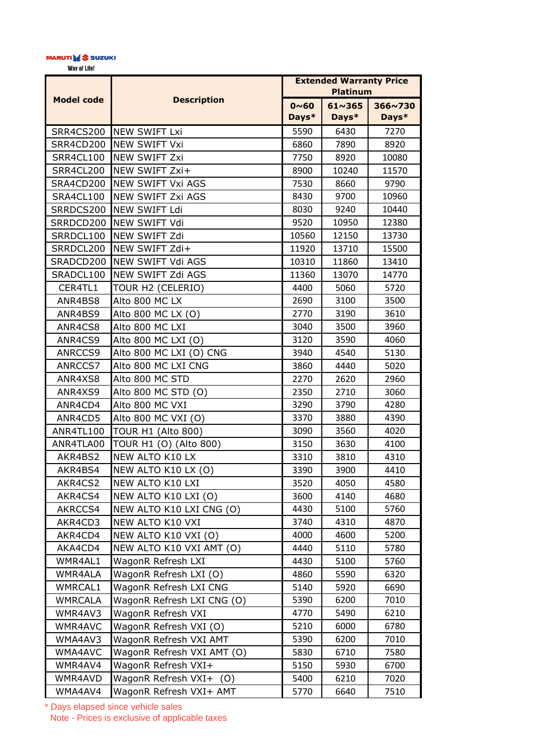MARUTI SUZUKI

Way of Life!

| Model code | Description | Extended Warranty Price Platinum | | |
|---|---|---|---|---|
| | | 0~60 Days* | 61~365 Days* | 366~730 Days* |
| SRR4CS200 | NEW SWIFT Lxi | 5590 | 6430 | 7270 |
| SRR4CD200 | NEW SWIFT Vxi | 6860 | 7890 | 8920 |
| SRR4CL100 | NEW SWIFT Zxi | 7750 | 8920 | 10080 |
| SRR4CL200 | NEW SWIFT Zxi+ | 8900 | 10240 | 11570 |
| SRA4CD200 | NEW SWIFT Vxi AGS | 7530 | 8660 | 9790 |
| SRA4CL100 | NEW SWIFT Zxi AGS | 8430 | 9700 | 10960 |
| SRRDCS200 | NEW SWIFT Ldi | 8030 | 9240 | 10440 |
| SRRDCD200 | NEW SWIFT Vdi | 9520 | 10950 | 12380 |
| SRRDCL100 | NEW SWIFT Zdi | 10560 | 12150 | 13730 |
| SRRDCL200 | NEW SWIFT Zdi+ | 11920 | 13710 | 15500 |
| SRADCD200 | NEW SWIFT Vdi AGS | 10310 | 11860 | 13410 |
| SRADCL100 | NEW SWIFT Zdi AGS | 11360 | 13070 | 14770 |
| CER4TL1 | TOUR H2 (CELERIO) | 4400 | 5060 | 5720 |
| ANR4BS8 | Alto 800 MC LX | 2690 | 3100 | 3500 |
| ANR4BS9 | Alto 800 MC LX (O) | 2770 | 3190 | 3610 |
| ANR4CS8 | Alto 800 MC LXI | 3040 | 3500 | 3960 |
| ANR4CS9 | Alto 800 MC LXI (O) | 3120 | 3590 | 4060 |
| ANRCCS9 | Alto 800 MC LXI (O) CNG | 3940 | 4540 | 5130 |
| ANRCCS7 | Alto 800 MC LXI CNG | 3860 | 4440 | 5020 |
| ANR4XS8 | Alto 800 MC STD | 2270 | 2620 | 2960 |
| ANR4XS9 | Alto 800 MC STD (O) | 2350 | 2710 | 3060 |
| ANR4CD4 | Alto 800 MC VXI | 3290 | 3790 | 4280 |
| ANR4CD5 | Alto 800 MC VXI (O) | 3370 | 3880 | 4390 |
| ANR4TL100 | TOUR H1 (Alto 800) | 3090 | 3560 | 4020 |
| ANR4TLA00 | TOUR H1 (O) (Alto 800) | 3150 | 3630 | 4100 |
| AKR4BS2 | NEW ALTO K10 LX | 3310 | 3810 | 4310 |
| AKR4BS4 | NEW ALTO K10 LX (O) | 3390 | 3900 | 4410 |
| AKR4CS2 | NEW ALTO K10 LXI | 3520 | 4050 | 4580 |
| AKR4CS4 | NEW ALTO K10 LXI (O) | 3600 | 4140 | 4680 |
| AKRCCS4 | NEW ALTO K10 LXI CNG (O) | 4430 | 5100 | 5760 |
| AKR4CD3 | NEW ALTO K10 VXI | 3740 | 4310 | 4870 |
| AKR4CD4 | NEW ALTO K10 VXI (O) | 4000 | 4600 | 5200 |
| AKA4CD4 | NEW ALTO K10 VXI AMT (O) | 4440 | 5110 | 5780 |
| WMR4AL1 | WagonR Refresh LXI | 4430 | 5100 | 5760 |
| WMR4ALA | WagonR Refresh LXI (O) | 4860 | 5590 | 6320 |
| WMRCAL1 | WagonR Refresh LXI CNG | 5140 | 5920 | 6690 |
| WMRCALA | WagonR Refresh LXI CNG (O) | 5390 | 6200 | 7010 |
| WMR4AV3 | WagonR Refresh VXI | 4770 | 5490 | 6210 |
| WMR4AVC | WagonR Refresh VXI (O) | 5210 | 6000 | 6780 |
| WMA4AV3 | WagonR Refresh VXI AMT | 5390 | 6200 | 7010 |
| WMA4AVC | WagonR Refresh VXI AMT (O) | 5830 | 6710 | 7580 |
| WMR4AV4 | WagonR Refresh VXI+ | 5150 | 5930 | 6700 |
| WMR4AVD | WagonR Refresh VXI+ (O) | 5400 | 6210 | 7020 |
| WMA4AV4 | WagonR Refresh VXI+ AMT | 5770 | 6640 | 7510 |

\* Days elapsed since vehicle sales

Note - Prices is exclusive of applicable taxes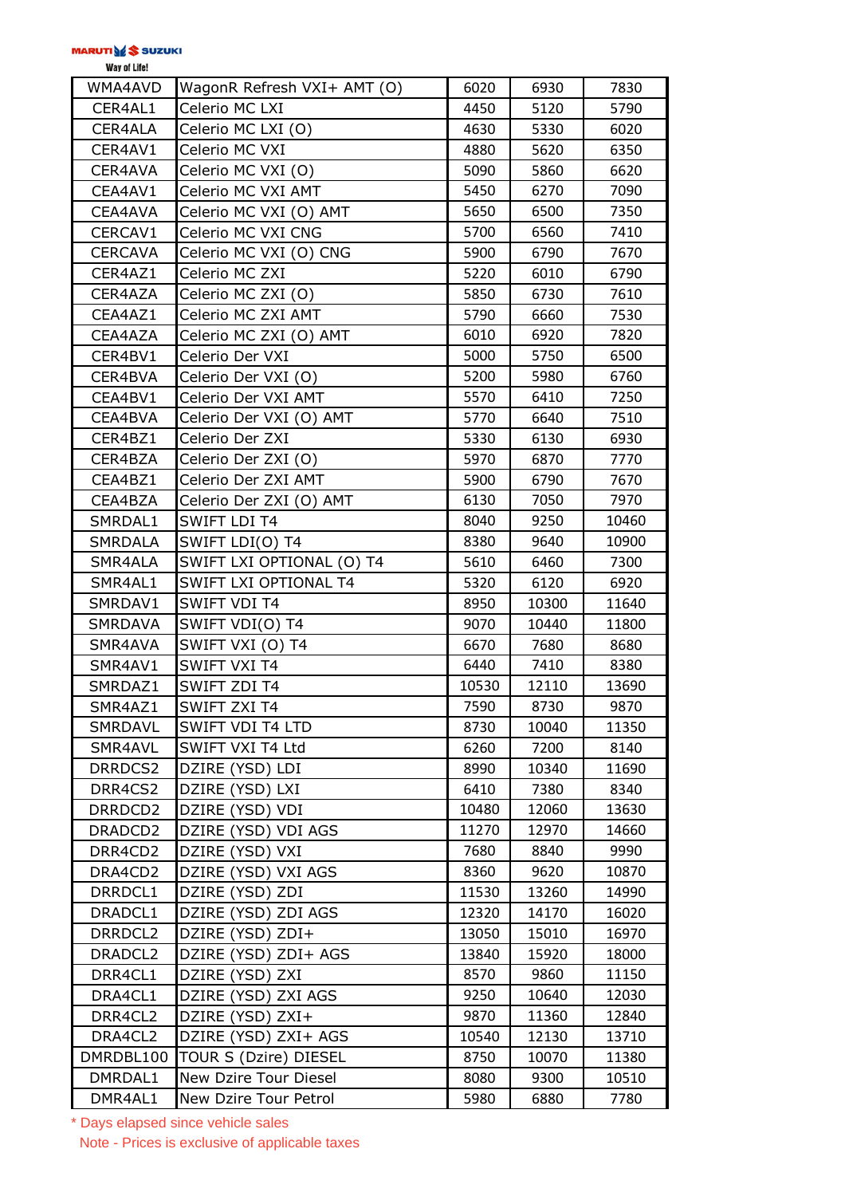MARUTI SUZUKI
Way of Life!

| | | | | |
|---|---|---|---|---|
| WMA4AVD | WagonR Refresh VXI+ AMT (O) | 6020 | 6930 | 7830 |
| CER4AL1 | Celerio MC LXI | 4450 | 5120 | 5790 |
| CER4ALA | Celerio MC LXI (O) | 4630 | 5330 | 6020 |
| CER4AV1 | Celerio MC VXI | 4880 | 5620 | 6350 |
| CER4AVA | Celerio MC VXI (O) | 5090 | 5860 | 6620 |
| CEA4AV1 | Celerio MC VXI AMT | 5450 | 6270 | 7090 |
| CEA4AVA | Celerio MC VXI (O) AMT | 5650 | 6500 | 7350 |
| CERCAV1 | Celerio MC VXI CNG | 5700 | 6560 | 7410 |
| CERCAVA | Celerio MC VXI (O) CNG | 5900 | 6790 | 7670 |
| CER4AZ1 | Celerio MC ZXI | 5220 | 6010 | 6790 |
| CER4AZA | Celerio MC ZXI (O) | 5850 | 6730 | 7610 |
| CEA4AZ1 | Celerio MC ZXI AMT | 5790 | 6660 | 7530 |
| CEA4AZA | Celerio MC ZXI (O) AMT | 6010 | 6920 | 7820 |
| CER4BV1 | Celerio Der VXI | 5000 | 5750 | 6500 |
| CER4BVA | Celerio Der VXI (O) | 5200 | 5980 | 6760 |
| CEA4BV1 | Celerio Der VXI AMT | 5570 | 6410 | 7250 |
| CEA4BVA | Celerio Der VXI (O) AMT | 5770 | 6640 | 7510 |
| CER4BZ1 | Celerio Der ZXI | 5330 | 6130 | 6930 |
| CER4BZA | Celerio Der ZXI (O) | 5970 | 6870 | 7770 |
| CEA4BZ1 | Celerio Der ZXI AMT | 5900 | 6790 | 7670 |
| CEA4BZA | Celerio Der ZXI (O) AMT | 6130 | 7050 | 7970 |
| SMRDAL1 | SWIFT LDI T4 | 8040 | 9250 | 10460 |
| SMRDALA | SWIFT LDI(O) T4 | 8380 | 9640 | 10900 |
| SMR4ALA | SWIFT LXI OPTIONAL (O) T4 | 5610 | 6460 | 7300 |
| SMR4AL1 | SWIFT LXI OPTIONAL T4 | 5320 | 6120 | 6920 |
| SMRDAV1 | SWIFT VDI T4 | 8950 | 10300 | 11640 |
| SMRDAVA | SWIFT VDI(O) T4 | 9070 | 10440 | 11800 |
| SMR4AVA | SWIFT VXI (O) T4 | 6670 | 7680 | 8680 |
| SMR4AV1 | SWIFT VXI T4 | 6440 | 7410 | 8380 |
| SMRDAZ1 | SWIFT ZDI T4 | 10530 | 12110 | 13690 |
| SMR4AZ1 | SWIFT ZXI T4 | 7590 | 8730 | 9870 |
| SMRDAVL | SWIFT VDI T4 LTD | 8730 | 10040 | 11350 |
| SMR4AVL | SWIFT VXI T4 Ltd | 6260 | 7200 | 8140 |
| DRRDCS2 | DZIRE (YSD) LDI | 8990 | 10340 | 11690 |
| DRR4CS2 | DZIRE (YSD) LXI | 6410 | 7380 | 8340 |
| DRRDCD2 | DZIRE (YSD) VDI | 10480 | 12060 | 13630 |
| DRADCD2 | DZIRE (YSD) VDI AGS | 11270 | 12970 | 14660 |
| DRR4CD2 | DZIRE (YSD) VXI | 7680 | 8840 | 9990 |
| DRA4CD2 | DZIRE (YSD) VXI AGS | 8360 | 9620 | 10870 |
| DRRDCL1 | DZIRE (YSD) ZDI | 11530 | 13260 | 14990 |
| DRADCL1 | DZIRE (YSD) ZDI AGS | 12320 | 14170 | 16020 |
| DRRDCL2 | DZIRE (YSD) ZDI+ | 13050 | 15010 | 16970 |
| DRADCL2 | DZIRE (YSD) ZDI+ AGS | 13840 | 15920 | 18000 |
| DRR4CL1 | DZIRE (YSD) ZXI | 8570 | 9860 | 11150 |
| DRA4CL1 | DZIRE (YSD) ZXI AGS | 9250 | 10640 | 12030 |
| DRR4CL2 | DZIRE (YSD) ZXI+ | 9870 | 11360 | 12840 |
| DRA4CL2 | DZIRE (YSD) ZXI+ AGS | 10540 | 12130 | 13710 |
| DMRDBL100 | TOUR S (Dzire) DIESEL | 8750 | 10070 | 11380 |
| DMRDAL1 | New Dzire Tour Diesel | 8080 | 9300 | 10510 |
| DMR4AL1 | New Dzire Tour Petrol | 5980 | 6880 | 7780 |

* Days elapsed since vehicle sales

Note - Prices is exclusive of applicable taxes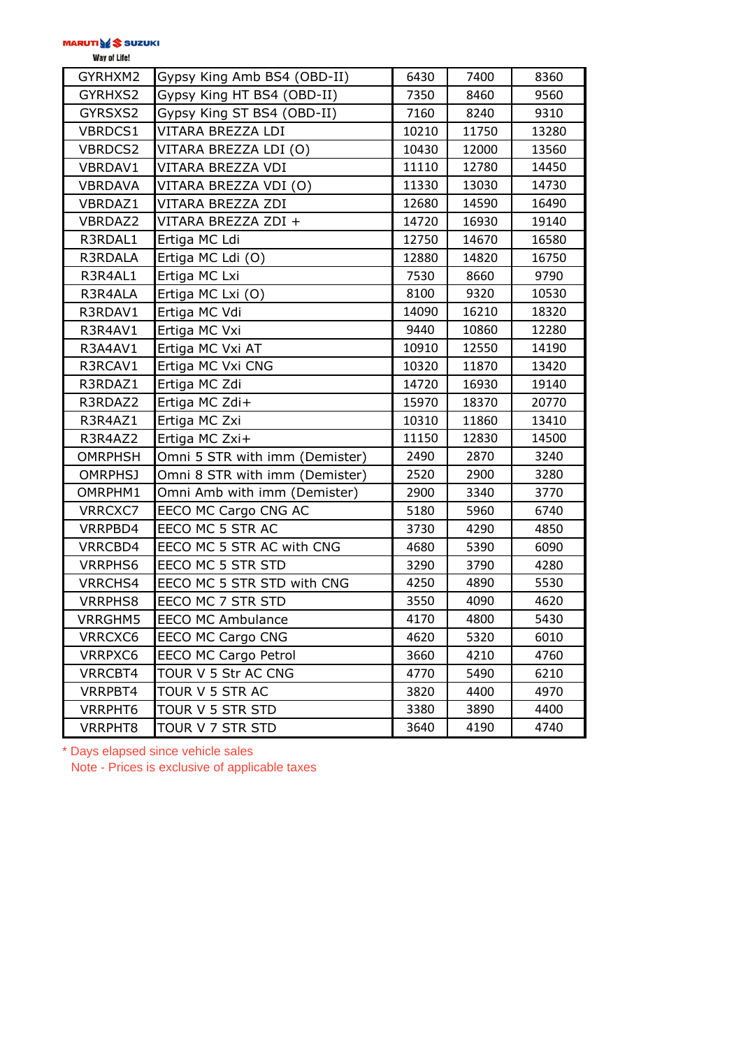MARUTI SUZUKI
Way of Life!

| | | | | |
|---|---|---|---|---|
| GYRHXM2 | Gypsy King Amb BS4 (OBD-II) | 6430 | 7400 | 8360 |
| GYRHXS2 | Gypsy King HT BS4 (OBD-II) | 7350 | 8460 | 9560 |
| GYRSXS2 | Gypsy King ST BS4 (OBD-II) | 7160 | 8240 | 9310 |
| VBRDCS1 | VITARA BREZZA LDI | 10210 | 11750 | 13280 |
| VBRDCS2 | VITARA BREZZA LDI (O) | 10430 | 12000 | 13560 |
| VBRDAV1 | VITARA BREZZA VDI | 11110 | 12780 | 14450 |
| VBRDAVA | VITARA BREZZA VDI (O) | 11330 | 13030 | 14730 |
| VBRDAZ1 | VITARA BREZZA ZDI | 12680 | 14590 | 16490 |
| VBRDAZ2 | VITARA BREZZA ZDI + | 14720 | 16930 | 19140 |
| R3RDAL1 | Ertiga MC Ldi | 12750 | 14670 | 16580 |
| R3RDALA | Ertiga MC Ldi (O) | 12880 | 14820 | 16750 |
| R3R4AL1 | Ertiga MC Lxi | 7530 | 8660 | 9790 |
| R3R4ALA | Ertiga MC Lxi (O) | 8100 | 9320 | 10530 |
| R3RDAV1 | Ertiga MC Vdi | 14090 | 16210 | 18320 |
| R3R4AV1 | Ertiga MC Vxi | 9440 | 10860 | 12280 |
| R3A4AV1 | Ertiga MC Vxi AT | 10910 | 12550 | 14190 |
| R3RCAV1 | Ertiga MC Vxi CNG | 10320 | 11870 | 13420 |
| R3RDAZ1 | Ertiga MC Zdi | 14720 | 16930 | 19140 |
| R3RDAZ2 | Ertiga MC Zdi+ | 15970 | 18370 | 20770 |
| R3R4AZ1 | Ertiga MC Zxi | 10310 | 11860 | 13410 |
| R3R4AZ2 | Ertiga MC Zxi+ | 11150 | 12830 | 14500 |
| OMRPHSH | Omni 5 STR with imm (Demister) | 2490 | 2870 | 3240 |
| OMRPHSJ | Omni 8 STR with imm (Demister) | 2520 | 2900 | 3280 |
| OMRPHM1 | Omni Amb with imm (Demister) | 2900 | 3340 | 3770 |
| VRRCXC7 | EECO MC Cargo CNG AC | 5180 | 5960 | 6740 |
| VRRPBD4 | EECO MC 5 STR AC | 3730 | 4290 | 4850 |
| VRRCBD4 | EECO MC 5 STR AC with CNG | 4680 | 5390 | 6090 |
| VRRPHS6 | EECO MC 5 STR STD | 3290 | 3790 | 4280 |
| VRRCHS4 | EECO MC 5 STR STD with CNG | 4250 | 4890 | 5530 |
| VRRPHS8 | EECO MC 7 STR STD | 3550 | 4090 | 4620 |
| VRRGHM5 | EECO MC Ambulance | 4170 | 4800 | 5430 |
| VRRCXC6 | EECO MC Cargo CNG | 4620 | 5320 | 6010 |
| VRRPXC6 | EECO MC Cargo Petrol | 3660 | 4210 | 4760 |
| VRRCBT4 | TOUR V 5 Str AC CNG | 4770 | 5490 | 6210 |
| VRRPBT4 | TOUR V 5 STR AC | 3820 | 4400 | 4970 |
| VRRPHT6 | TOUR V 5 STR STD | 3380 | 3890 | 4400 |
| VRRPHT8 | TOUR V 7 STR STD | 3640 | 4190 | 4740 |

* Days elapsed since vehicle sales

Note - Prices is exclusive of applicable taxes